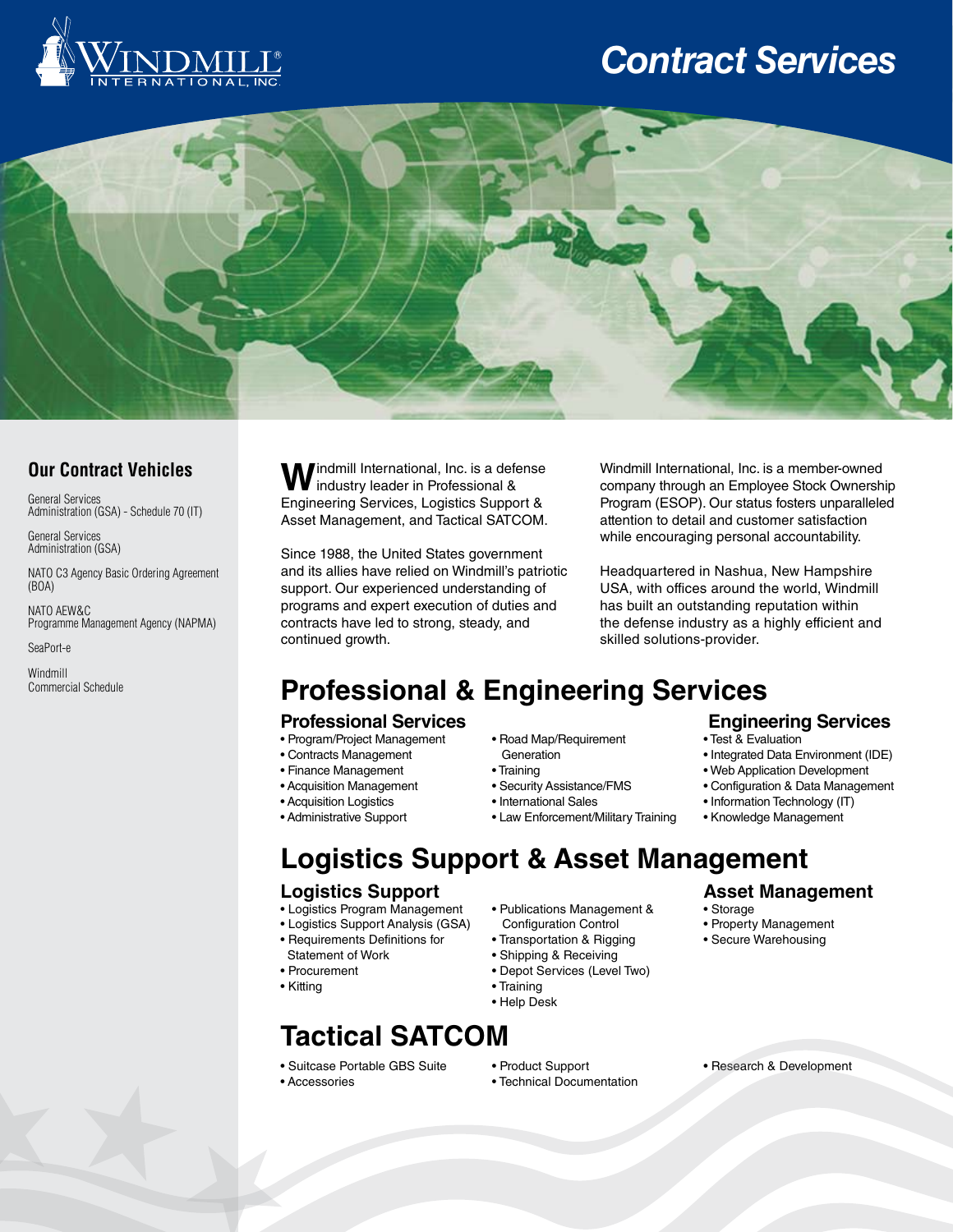# Contract Services

## Our Contract Vehicles

General Services Administration (GSA) - Schedule 70 (IT)

General Services Administration (GSA)

NATO C3 Agency Basic Ordering Agreement (BOA)

NATO AEW&C Programme Management Agency (NAPMA)

SeaPort-e

Windmill Commercial Schedule

Windmill International, Inc. is a defense industry leader in Professional & Engineering Services, Logistics Support & Asset Management, and Tactical SATCOM.

Since 1988, the United States government and its allies have relied on Windmill's patriotic support. Our experienced understanding of programs and expert execution of duties and contracts have led to strong, steady, and continued growth.

Windmill International, Inc. is a member-owned company through an Employee Stock Ownership Program (ESOP). Our status fosters unparalleled attention to detail and customer satisfaction while encouraging personal accountability.

Headquartered in Nashua, New Hampshire USA, with offices around the world, Windmill has built an outstanding reputation within the defense industry as a highly efficient and skilled solutions-provider.

# Professional & Engineering Services

### Professional Services

- Program/Project Management
- Contracts Management
- Finance Management
- Acquisition Management
- Acquisition Logistics
- Administrative Support
- Road Map/Requirement Generation
- Training
- Security Assistance/FMS
- International Sales
- Law Enforcement/Military Training

### Engineering Services

- Test & Evaluation
- Integrated Data Environment (IDE)
- Web Application Development
- Configuration & Data Management
- Information Technology (IT)
- Knowledge Management

# Logistics Support & Asset Management

### Logistics Support

- Logistics Program Management
- Logistics Support Analysis (GSA)
- Requirements Definitions for Statement of Work
- Procurement
- Kitting
- Publications Management & Configuration Control
- Transportation & Rigging
- Shipping & Receiving
- Depot Services (Level Two)
- Training
- Help Desk

### Asset Management

- Storage
- Property Management
- Secure Warehousing

# Tactical SATCOM

- Suitcase Portable GBS Suite
- Accessories
- Product Support
- Technical Documentation
- Research & Development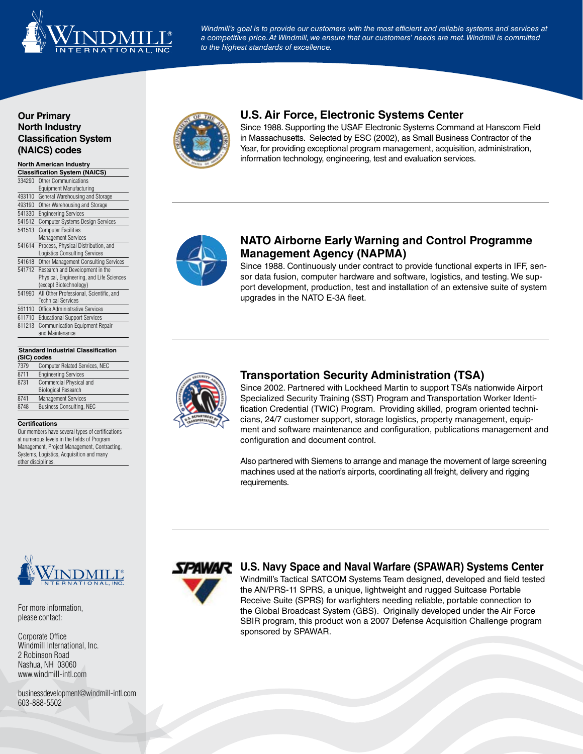*Windmill's goal is to provide our customers with the most efficient and reliable systems and services at a competitive price. At Windmill, we ensure that our customers' needs are met. Windmill is committed to the highest standards of excellence.*

## Our Primary North Industry Classification System (NAICS) codes

| North American Industry Classification System (NAICS) | |
|---|---|
| 334290 | Other Communications Equipment Manufacturing |
| 493110 | General Warehousing and Storage |
| 493190 | Other Warehousing and Storage |
| 541330 | Engineering Services |
| 541512 | Computer Systems Design Services |
| 541513 | Computer Facilities Management Services |
| 541614 | Process, Physical Distribution, and Logistics Consulting Services |
| 541618 | Other Management Consulting Services |
| 541712 | Research and Development in the Physical, Engineering, and Life Sciences (except Biotechnology) |
| 541990 | All Other Professional, Scientific, and Technical Services |
| 561110 | Office Administrative Services |
| 611710 | Educational Support Services |
| 811213 | Communication Equipment Repair and Maintenance |

| Standard Industrial Classification (SIC) codes | |
|---|---|
| 7379 | Computer Related Services, NEC |
| 8711 | Engineering Services |
| 8731 | Commercial Physical and Biological Research |
| 8741 | Management Services |
| 8748 | Business Consulting, NEC |

**Certifications**

Our members have several types of certifications at numerous levels in the fields of Program Management, Project Management, Contracting, Systems, Logistics, Acquisition and many other disciplines.

## U.S. Air Force, Electronic Systems Center

Since 1988. Supporting the USAF Electronic Systems Command at Hanscom Field in Massachusetts. Selected by ESC (2002), as Small Business Contractor of the Year, for providing exceptional program management, acquisition, administration, information technology, engineering, test and evaluation services.

## NATO Airborne Early Warning and Control Programme Management Agency (NAPMA)

Since 1988. Continuously under contract to provide functional experts in IFF, sensor data fusion, computer hardware and software, logistics, and testing. We support development, production, test and installation of an extensive suite of system upgrades in the NATO E-3A fleet.

## Transportation Security Administration (TSA)

Since 2002. Partnered with Lockheed Martin to support TSA's nationwide Airport Specialized Security Training (SST) Program and Transportation Worker Identification Credential (TWIC) Program. Providing skilled, program oriented technicians, 24/7 customer support, storage logistics, property management, equipment and software maintenance and configuration, publications management and configuration and document control.

Also partnered with Siemens to arrange and manage the movement of large screening machines used at the nation's airports, coordinating all freight, delivery and rigging requirements.

## U.S. Navy Space and Naval Warfare (SPAWAR) Systems Center

Windmill's Tactical SATCOM Systems Team designed, developed and field tested the AN/PRS-11 SPRS, a unique, lightweight and rugged Suitcase Portable Receive Suite (SPRS) for warfighters needing reliable, portable connection to the Global Broadcast System (GBS). Originally developed under the Air Force SBIR program, this product won a 2007 Defense Acquisition Challenge program sponsored by SPAWAR.

For more information, please contact:

Corporate Office
Windmill International, Inc.
2 Robinson Road
Nashua, NH 03060
www.windmill-intl.com

businessdevelopment@windmill-intl.com
603-888-5502